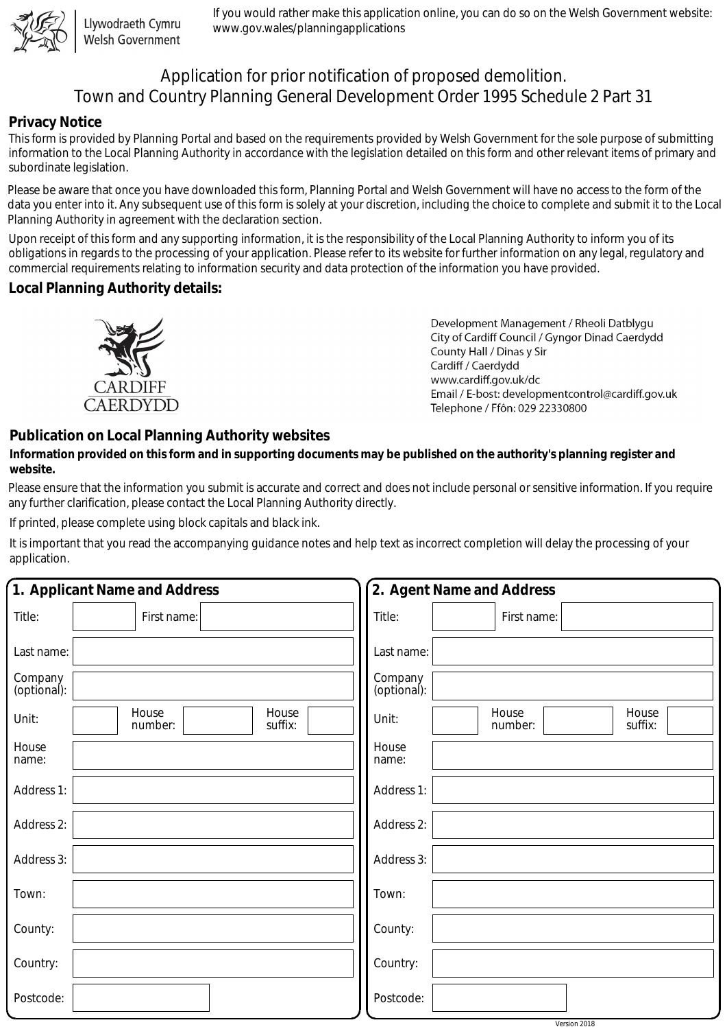Llywodraeth Cymru
Welsh Government

If you would rather make this application online, you can do so on the Welsh Government website: www.gov.wales/planningapplications

# Application for prior notification of proposed demolition.
# Town and Country Planning General Development Order 1995 Schedule 2 Part 31

## Privacy Notice

This form is provided by Planning Portal and based on the requirements provided by Welsh Government for the sole purpose of submitting information to the Local Planning Authority in accordance with the legislation detailed on this form and other relevant items of primary and subordinate legislation.

Please be aware that once you have downloaded this form, Planning Portal and Welsh Government will have no access to the form of the data you enter into it. Any subsequent use of this form is solely at your discretion, including the choice to complete and submit it to the Local Planning Authority in agreement with the declaration section.

Upon receipt of this form and any supporting information, it is the responsibility of the Local Planning Authority to inform you of its obligations in regards to the processing of your application. Please refer to its website for further information on any legal, regulatory and commercial requirements relating to information security and data protection of the information you have provided.

## Local Planning Authority details:

CARDIFF
CAERDYDD

Development Management / Rheoli Datblygu
City of Cardiff Council / Gyngor Dinad Caerdydd
County Hall / Dinas y Sir
Cardiff / Caerdydd
www.cardiff.gov.uk/dc
Email / E-bost: developmentcontrol@cardiff.gov.uk
Telephone / Ffôn: 029 22330800

## Publication on Local Planning Authority websites

**Information provided on this form and in supporting documents may be published on the authority's planning register and website.**

Please ensure that the information you submit is accurate and correct and does not include personal or sensitive information. If you require any further clarification, please contact the Local Planning Authority directly.

If printed, please complete using block capitals and black ink.

It is important that you read the accompanying guidance notes and help text as incorrect completion will delay the processing of your application.

## 1. Applicant Name and Address

| | |
|---|---|
| Title: | First name: |
| Last name: | |
| Company (optional): | |
| Unit: | House number: / House suffix: |
| House name: | |
| Address 1: | |
| Address 2: | |
| Address 3: | |
| Town: | |
| County: | |
| Country: | |
| Postcode: | |

## 2. Agent Name and Address

| | |
|---|---|
| Title: | First name: |
| Last name: | |
| Company (optional): | |
| Unit: | House number: / House suffix: |
| House name: | |
| Address 1: | |
| Address 2: | |
| Address 3: | |
| Town: | |
| County: | |
| Country: | |
| Postcode: | |

Version 2018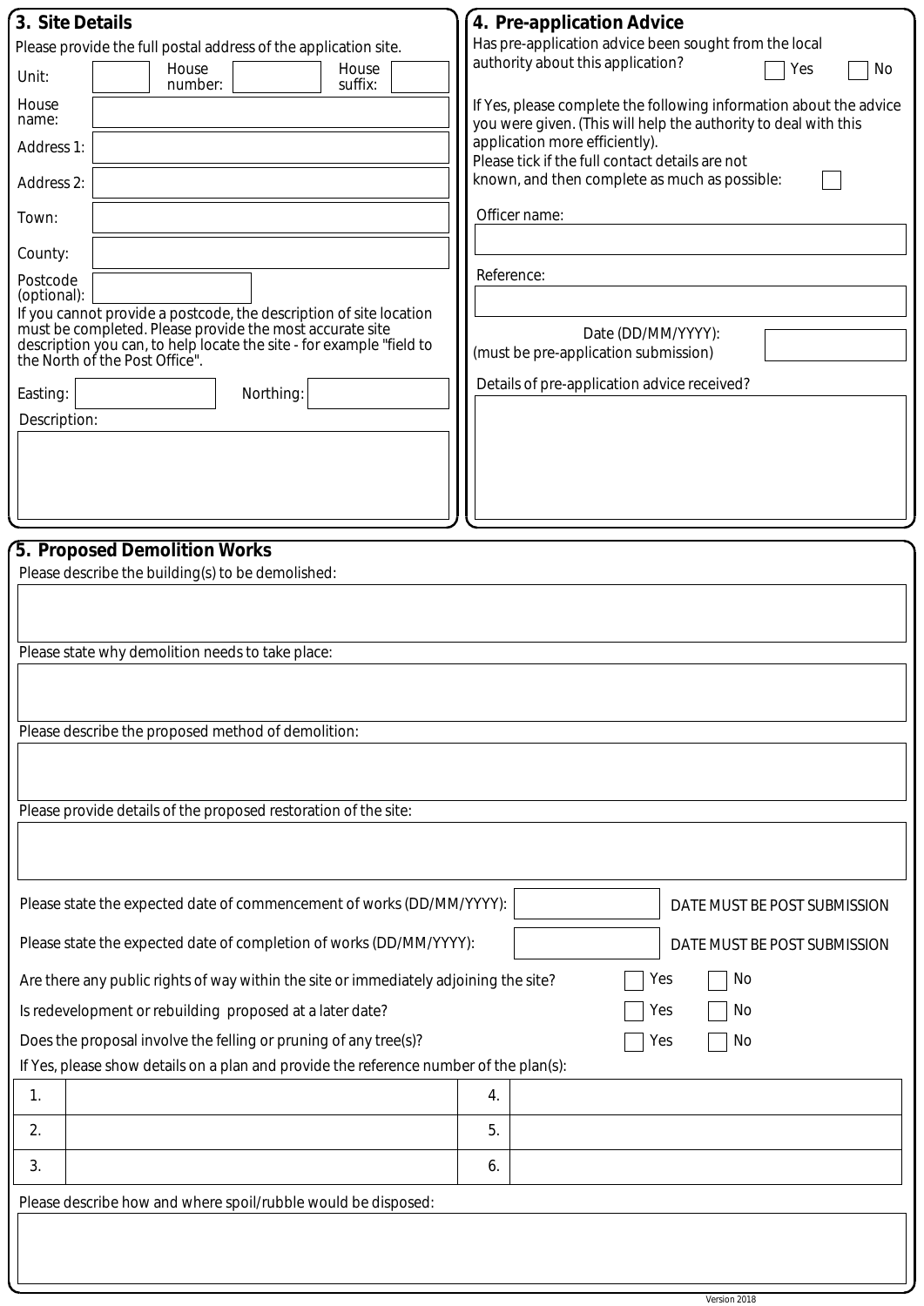## 3. Site Details

Please provide the full postal address of the application site.

Unit: | House number: | House suffix:

House name:

Address 1:

Address 2:

Town:

County:

Postcode (optional):

If you cannot provide a postcode, the description of site location must be completed. Please provide the most accurate site description you can, to help locate the site - for example "field to the North of the Post Office".

Easting: | Northing:

Description:

## 4. Pre-application Advice

Has pre-application advice been sought from the local authority about this application? ☐ Yes ☐ No

If Yes, please complete the following information about the advice you were given. (This will help the authority to deal with this application more efficiently).

Please tick if the full contact details are not known, and then complete as much as possible: ☐

Officer name:

Reference:

Date (DD/MM/YYYY):
(must be pre-application submission)

Details of pre-application advice received?

## 5. Proposed Demolition Works

Please describe the building(s) to be demolished:

Please state why demolition needs to take place:

Please describe the proposed method of demolition:

Please provide details of the proposed restoration of the site:

Please state the expected date of commencement of works (DD/MM/YYYY): DATE MUST BE POST SUBMISSION

Please state the expected date of completion of works (DD/MM/YYYY): DATE MUST BE POST SUBMISSION

Are there any public rights of way within the site or immediately adjoining the site? ☐ Yes ☐ No

Is redevelopment or rebuilding proposed at a later date? ☐ Yes ☐ No

Does the proposal involve the felling or pruning of any tree(s)? ☐ Yes ☐ No

If Yes, please show details on a plan and provide the reference number of the plan(s):

| | | | |
|---|---|---|---|
| 1. | | 4. | |
| 2. | | 5. | |
| 3. | | 6. | |

Please describe how and where spoil/rubble would be disposed:

Version 2018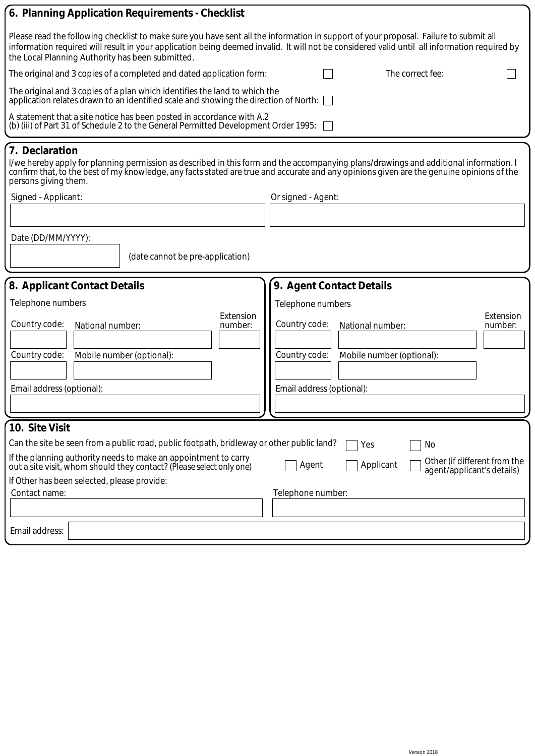## 6. Planning Application Requirements - Checklist

Please read the following checklist to make sure you have sent all the information in support of your proposal. Failure to submit all information required will result in your application being deemed invalid. It will not be considered valid until all information required by the Local Planning Authority has been submitted.

The original and 3 copies of a completed and dated application form: ☐

The correct fee: ☐

The original and 3 copies of a plan which identifies the land to which the application relates drawn to an identified scale and showing the direction of North: ☐

A statement that a site notice has been posted in accordance with A.2 (b) (iii) of Part 31 of Schedule 2 to the General Permitted Development Order 1995: ☐

## 7. Declaration

I/we hereby apply for planning permission as described in this form and the accompanying plans/drawings and additional information. I confirm that, to the best of my knowledge, any facts stated are true and accurate and any opinions given are the genuine opinions of the persons giving them.

Signed - Applicant:

Or signed - Agent:

Date (DD/MM/YYYY):

(date cannot be pre-application)

## 8. Applicant Contact Details

Telephone numbers

Country code: National number: Extension number:

Country code: Mobile number (optional):

Email address (optional):

## 9. Agent Contact Details

Telephone numbers

Country code: National number: Extension number:

Country code: Mobile number (optional):

Email address (optional):

## 10. Site Visit

Can the site be seen from a public road, public footpath, bridleway or other public land? ☐ Yes ☐ No

If the planning authority needs to make an appointment to carry out a site visit, whom should they contact? (Please select only one) ☐ Agent ☐ Applicant ☐ Other (if different from the agent/applicant's details)

If Other has been selected, please provide:

Contact name:

Telephone number:

Email address: